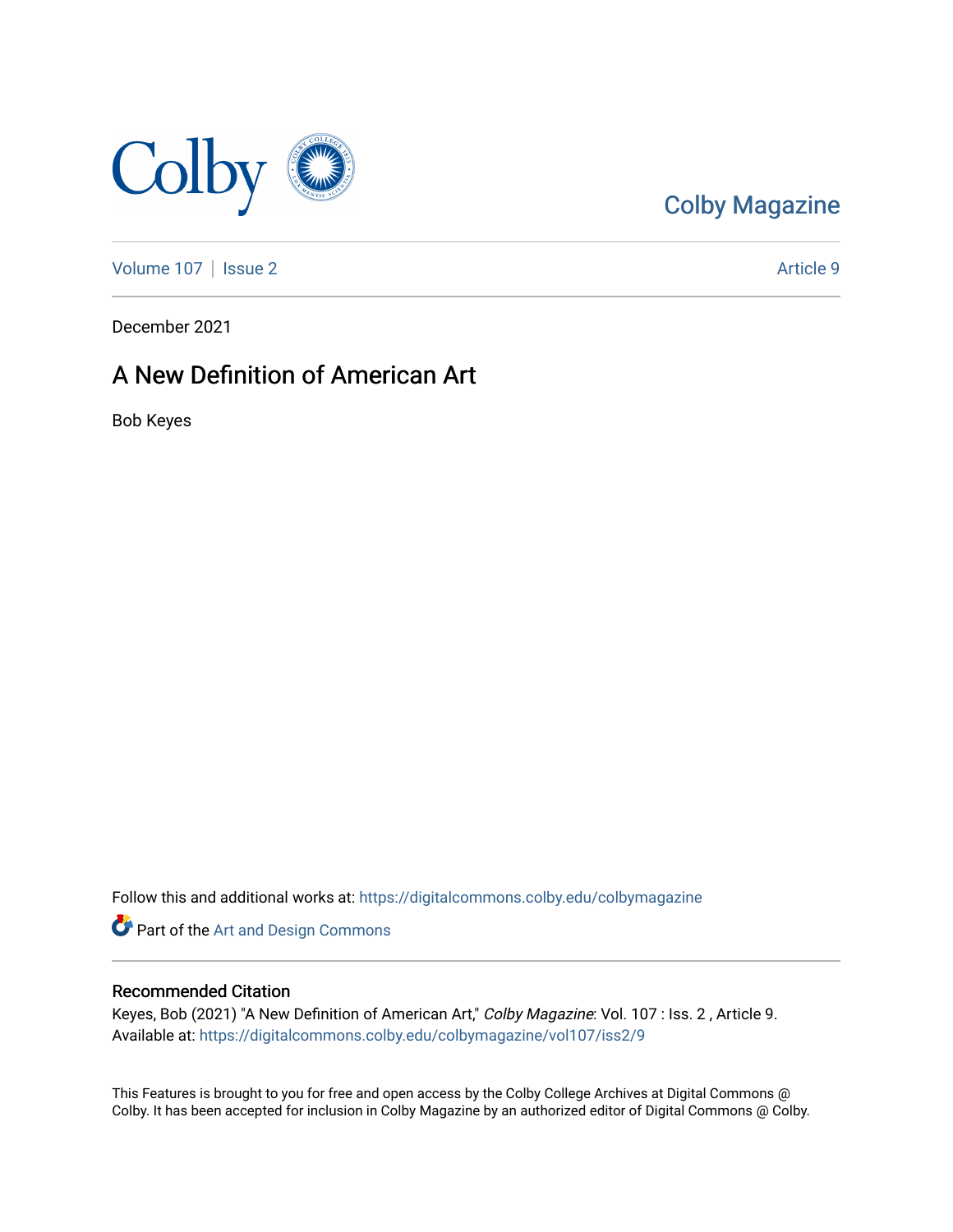Colby Magazine

Volume 107 | Issue 2

Article 9

December 2021

# A New Definition of American Art

Bob Keyes

Follow this and additional works at: https://digitalcommons.colby.edu/colbymagazine

Part of the Art and Design Commons

## Recommended Citation

Keyes, Bob (2021) "A New Definition of American Art," *Colby Magazine*: Vol. 107 : Iss. 2 , Article 9.
Available at: https://digitalcommons.colby.edu/colbymagazine/vol107/iss2/9

This Features is brought to you for free and open access by the Colby College Archives at Digital Commons @ Colby. It has been accepted for inclusion in Colby Magazine by an authorized editor of Digital Commons @ Colby.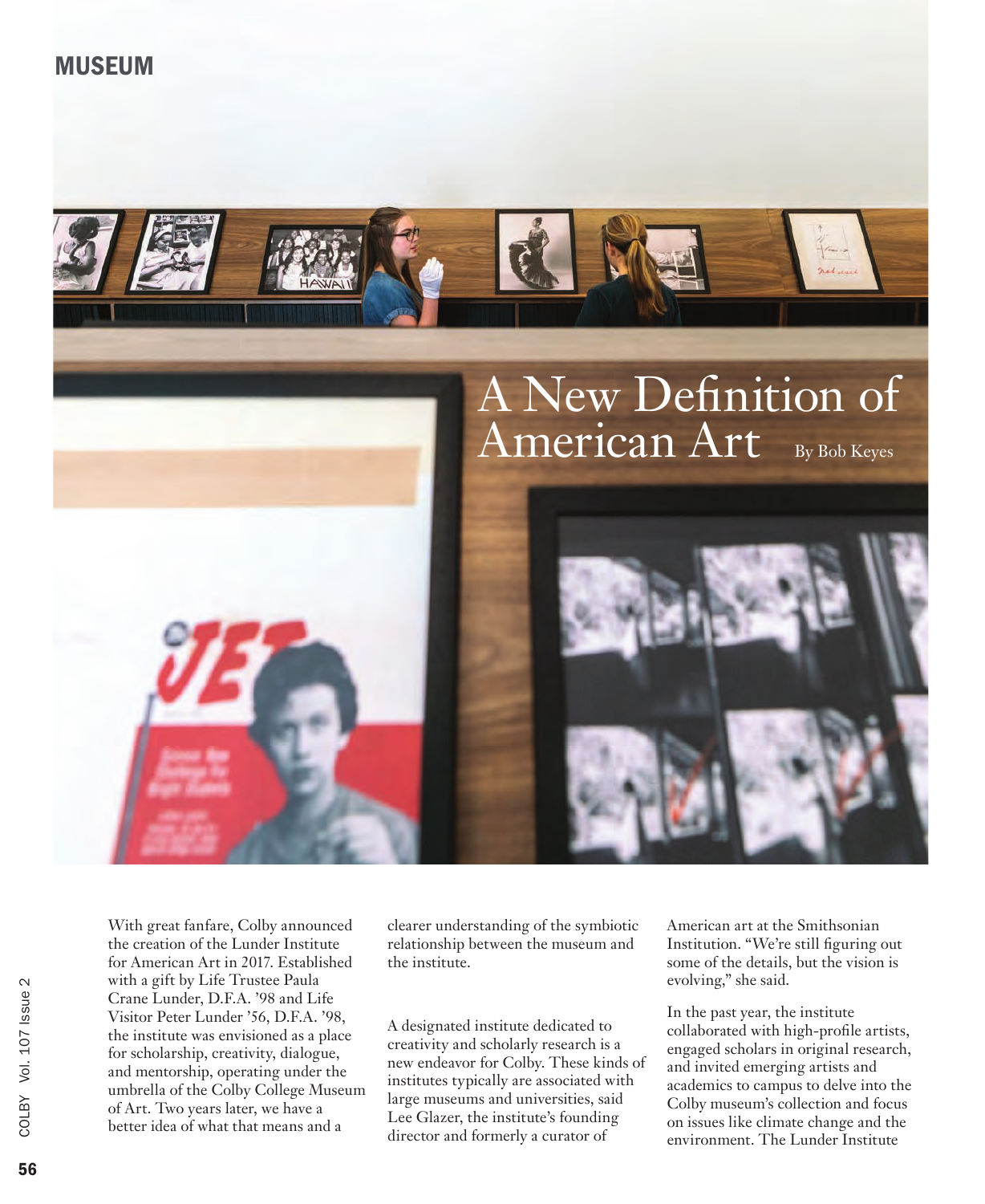MUSEUM

# A New Definition of American Art

By Bob Keyes

With great fanfare, Colby announced the creation of the Lunder Institute for American Art in 2017. Established with a gift by Life Trustee Paula Crane Lunder, D.F.A. '98 and Life Visitor Peter Lunder '56, D.F.A. '98, the institute was envisioned as a place for scholarship, creativity, dialogue, and mentorship, operating under the umbrella of the Colby College Museum of Art. Two years later, we have a better idea of what that means and a clearer understanding of the symbiotic relationship between the museum and the institute.

A designated institute dedicated to creativity and scholarly research is a new endeavor for Colby. These kinds of institutes typically are associated with large museums and universities, said Lee Glazer, the institute's founding director and formerly a curator of American art at the Smithsonian Institution. "We're still figuring out some of the details, but the vision is evolving," she said.

In the past year, the institute collaborated with high-profile artists, engaged scholars in original research, and invited emerging artists and academics to campus to delve into the Colby museum's collection and focus on issues like climate change and the environment. The Lunder Institute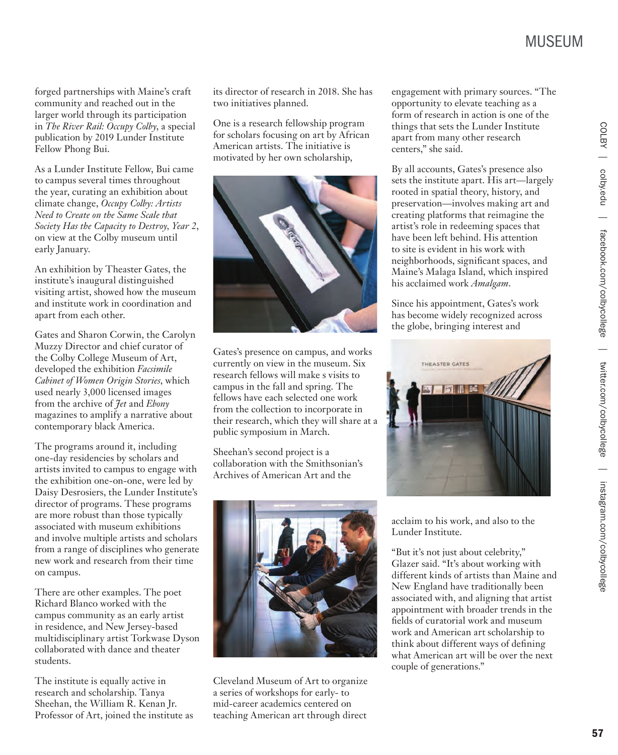forged partnerships with Maine's craft community and reached out in the larger world through its participation in *The River Rail: Occupy Colby*, a special publication by 2019 Lunder Institute Fellow Phong Bui.

As a Lunder Institute Fellow, Bui came to campus several times throughout the year, curating an exhibition about climate change, *Occupy Colby: Artists Need to Create on the Same Scale that Society Has the Capacity to Destroy, Year 2*, on view at the Colby museum until early January.

An exhibition by Theaster Gates, the institute's inaugural distinguished visiting artist, showed how the museum and institute work in coordination and apart from each other.

Gates and Sharon Corwin, the Carolyn Muzzy Director and chief curator of the Colby College Museum of Art, developed the exhibition *Facsimile Cabinet of Women Origin Stories*, which used nearly 3,000 licensed images from the archive of *Jet* and *Ebony* magazines to amplify a narrative about contemporary black America.

The programs around it, including one-day residencies by scholars and artists invited to campus to engage with the exhibition one-on-one, were led by Daisy Desrosiers, the Lunder Institute's director of programs. These programs are more robust than those typically associated with museum exhibitions and involve multiple artists and scholars from a range of disciplines who generate new work and research from their time on campus.

There are other examples. The poet Richard Blanco worked with the campus community as an early artist in residence, and New Jersey-based multidisciplinary artist Torkwase Dyson collaborated with dance and theater students.

The institute is equally active in research and scholarship. Tanya Sheehan, the William R. Kenan Jr. Professor of Art, joined the institute as its director of research in 2018. She has two initiatives planned.

One is a research fellowship program for scholars focusing on art by African American artists. The initiative is motivated by her own scholarship, Gates's presence on campus, and works currently on view in the museum. Six research fellows will make s visits to campus in the fall and spring. The fellows have each selected one work from the collection to incorporate in their research, which they will share at a public symposium in March.

Sheehan's second project is a collaboration with the Smithsonian's Archives of American Art and the Cleveland Museum of Art to organize a series of workshops for early- to mid-career academics centered on teaching American art through direct engagement with primary sources. "The opportunity to elevate teaching as a form of research in action is one of the things that sets the Lunder Institute apart from many other research centers," she said.

By all accounts, Gates's presence also sets the institute apart. His art—largely rooted in spatial theory, history, and preservation—involves making art and creating platforms that reimagine the artist's role in redeeming spaces that have been left behind. His attention to site is evident in his work with neighborhoods, significant spaces, and Maine's Malaga Island, which inspired his acclaimed work *Amalgam*.

Since his appointment, Gates's work has become widely recognized across the globe, bringing interest and acclaim to his work, and also to the Lunder Institute.

"But it's not just about celebrity," Glazer said. "It's about working with different kinds of artists than Maine and New England have traditionally been associated with, and aligning that artist appointment with broader trends in the fields of curatorial work and museum work and American art scholarship to think about different ways of defining what American art will be over the next couple of generations."